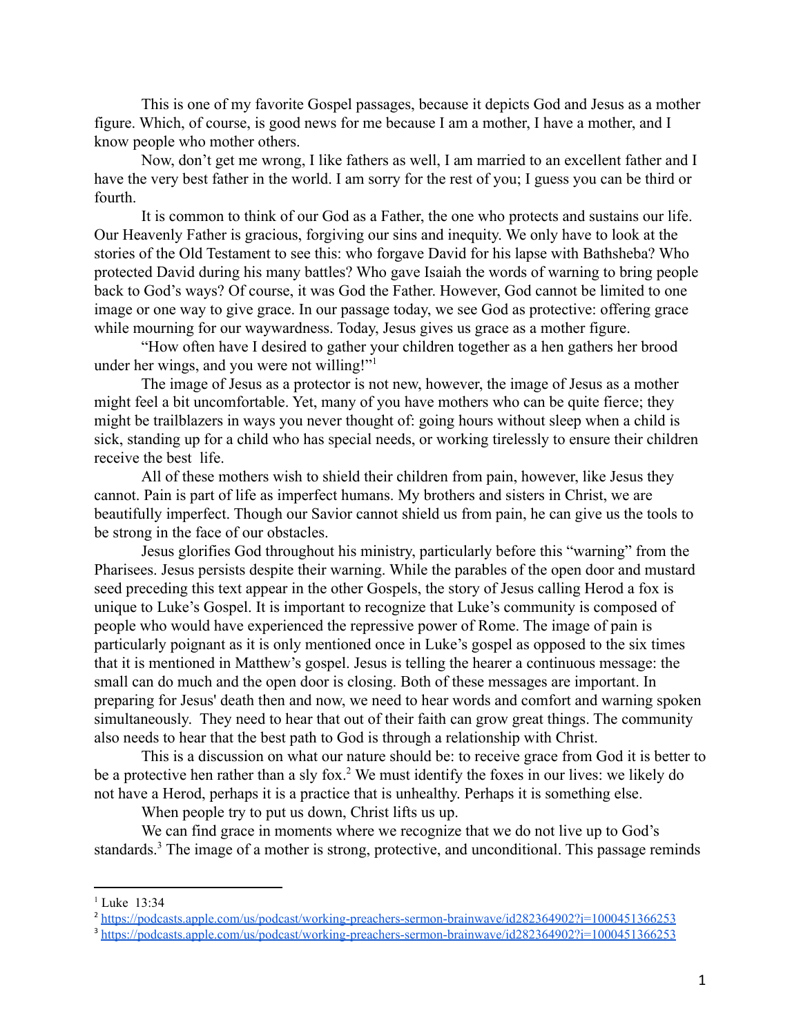This is one of my favorite Gospel passages, because it depicts God and Jesus as a mother figure. Which, of course, is good news for me because I am a mother, I have a mother, and I know people who mother others.

Now, don't get me wrong, I like fathers as well, I am married to an excellent father and I have the very best father in the world. I am sorry for the rest of you; I guess you can be third or fourth.

It is common to think of our God as a Father, the one who protects and sustains our life. Our Heavenly Father is gracious, forgiving our sins and inequity. We only have to look at the stories of the Old Testament to see this: who forgave David for his lapse with Bathsheba? Who protected David during his many battles? Who gave Isaiah the words of warning to bring people back to God's ways? Of course, it was God the Father. However, God cannot be limited to one image or one way to give grace. In our passage today, we see God as protective: offering grace while mourning for our waywardness. Today, Jesus gives us grace as a mother figure.

"How often have I desired to gather your children together as a hen gathers her brood under her wings, and you were not willing!"[1]

The image of Jesus as a protector is not new, however, the image of Jesus as a mother might feel a bit uncomfortable. Yet, many of you have mothers who can be quite fierce; they might be trailblazers in ways you never thought of: going hours without sleep when a child is sick, standing up for a child who has special needs, or working tirelessly to ensure their children receive the best  life.

All of these mothers wish to shield their children from pain, however, like Jesus they cannot. Pain is part of life as imperfect humans. My brothers and sisters in Christ, we are beautifully imperfect. Though our Savior cannot shield us from pain, he can give us the tools to be strong in the face of our obstacles.

Jesus glorifies God throughout his ministry, particularly before this "warning" from the Pharisees. Jesus persists despite their warning. While the parables of the open door and mustard seed preceding this text appear in the other Gospels, the story of Jesus calling Herod a fox is unique to Luke's Gospel. It is important to recognize that Luke's community is composed of people who would have experienced the repressive power of Rome. The image of pain is particularly poignant as it is only mentioned once in Luke's gospel as opposed to the six times that it is mentioned in Matthew's gospel. Jesus is telling the hearer a continuous message: the small can do much and the open door is closing. Both of these messages are important. In preparing for Jesus' death then and now, we need to hear words and comfort and warning spoken simultaneously.  They need to hear that out of their faith can grow great things. The community also needs to hear that the best path to God is through a relationship with Christ.

This is a discussion on what our nature should be: to receive grace from God it is better to be a protective hen rather than a sly fox.[2] We must identify the foxes in our lives: we likely do not have a Herod, perhaps it is a practice that is unhealthy. Perhaps it is something else.

When people try to put us down, Christ lifts us up.

We can find grace in moments where we recognize that we do not live up to God's standards.[3] The image of a mother is strong, protective, and unconditional. This passage reminds

---

[1] Luke  13:34

[2] https://podcasts.apple.com/us/podcast/working-preachers-sermon-brainwave/id282364902?i=1000451366253

[3] https://podcasts.apple.com/us/podcast/working-preachers-sermon-brainwave/id282364902?i=1000451366253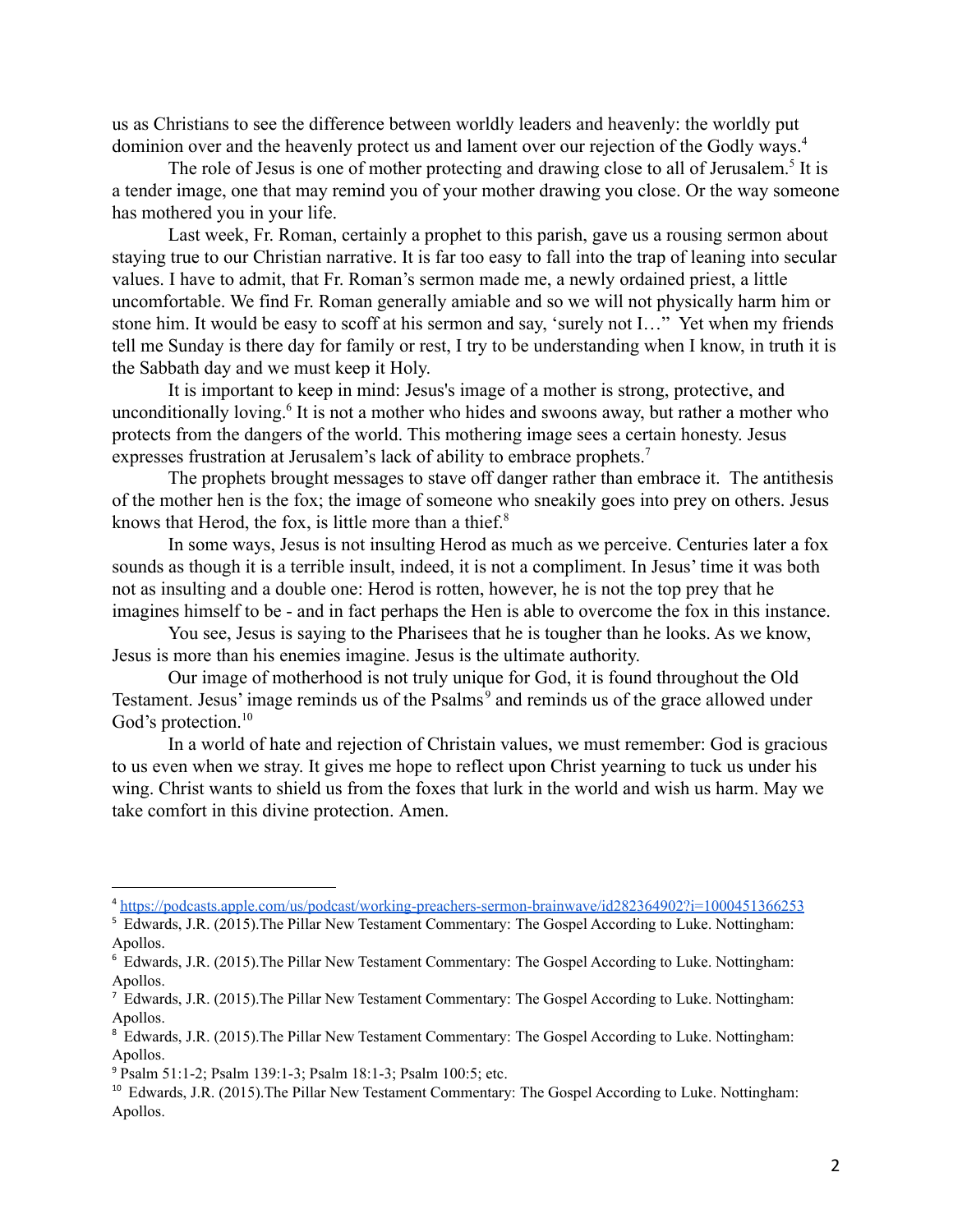us as Christians to see the difference between worldly leaders and heavenly: the worldly put dominion over and the heavenly protect us and lament over our rejection of the Godly ways.[4]

The role of Jesus is one of mother protecting and drawing close to all of Jerusalem.[5] It is a tender image, one that may remind you of your mother drawing you close. Or the way someone has mothered you in your life.

Last week, Fr. Roman, certainly a prophet to this parish, gave us a rousing sermon about staying true to our Christian narrative. It is far too easy to fall into the trap of leaning into secular values. I have to admit, that Fr. Roman's sermon made me, a newly ordained priest, a little uncomfortable. We find Fr. Roman generally amiable and so we will not physically harm him or stone him. It would be easy to scoff at his sermon and say, 'surely not I…" Yet when my friends tell me Sunday is there day for family or rest, I try to be understanding when I know, in truth it is the Sabbath day and we must keep it Holy.

It is important to keep in mind: Jesus's image of a mother is strong, protective, and unconditionally loving.[6] It is not a mother who hides and swoons away, but rather a mother who protects from the dangers of the world. This mothering image sees a certain honesty. Jesus expresses frustration at Jerusalem's lack of ability to embrace prophets.[7]

The prophets brought messages to stave off danger rather than embrace it. The antithesis of the mother hen is the fox; the image of someone who sneakily goes into prey on others. Jesus knows that Herod, the fox, is little more than a thief.[8]

In some ways, Jesus is not insulting Herod as much as we perceive. Centuries later a fox sounds as though it is a terrible insult, indeed, it is not a compliment. In Jesus' time it was both not as insulting and a double one: Herod is rotten, however, he is not the top prey that he imagines himself to be - and in fact perhaps the Hen is able to overcome the fox in this instance.

You see, Jesus is saying to the Pharisees that he is tougher than he looks. As we know, Jesus is more than his enemies imagine. Jesus is the ultimate authority.

Our image of motherhood is not truly unique for God, it is found throughout the Old Testament. Jesus' image reminds us of the Psalms[9] and reminds us of the grace allowed under God's protection.[10]

In a world of hate and rejection of Christain values, we must remember: God is gracious to us even when we stray. It gives me hope to reflect upon Christ yearning to tuck us under his wing. Christ wants to shield us from the foxes that lurk in the world and wish us harm. May we take comfort in this divine protection. Amen.

---

[4] https://podcasts.apple.com/us/podcast/working-preachers-sermon-brainwave/id282364902?i=1000451366253

[5] Edwards, J.R. (2015).The Pillar New Testament Commentary: The Gospel According to Luke. Nottingham: Apollos.

[6] Edwards, J.R. (2015).The Pillar New Testament Commentary: The Gospel According to Luke. Nottingham: Apollos.

[7] Edwards, J.R. (2015).The Pillar New Testament Commentary: The Gospel According to Luke. Nottingham: Apollos.

[8] Edwards, J.R. (2015).The Pillar New Testament Commentary: The Gospel According to Luke. Nottingham: Apollos.

[9] Psalm 51:1-2; Psalm 139:1-3; Psalm 18:1-3; Psalm 100:5; etc.

[10] Edwards, J.R. (2015).The Pillar New Testament Commentary: The Gospel According to Luke. Nottingham: Apollos.